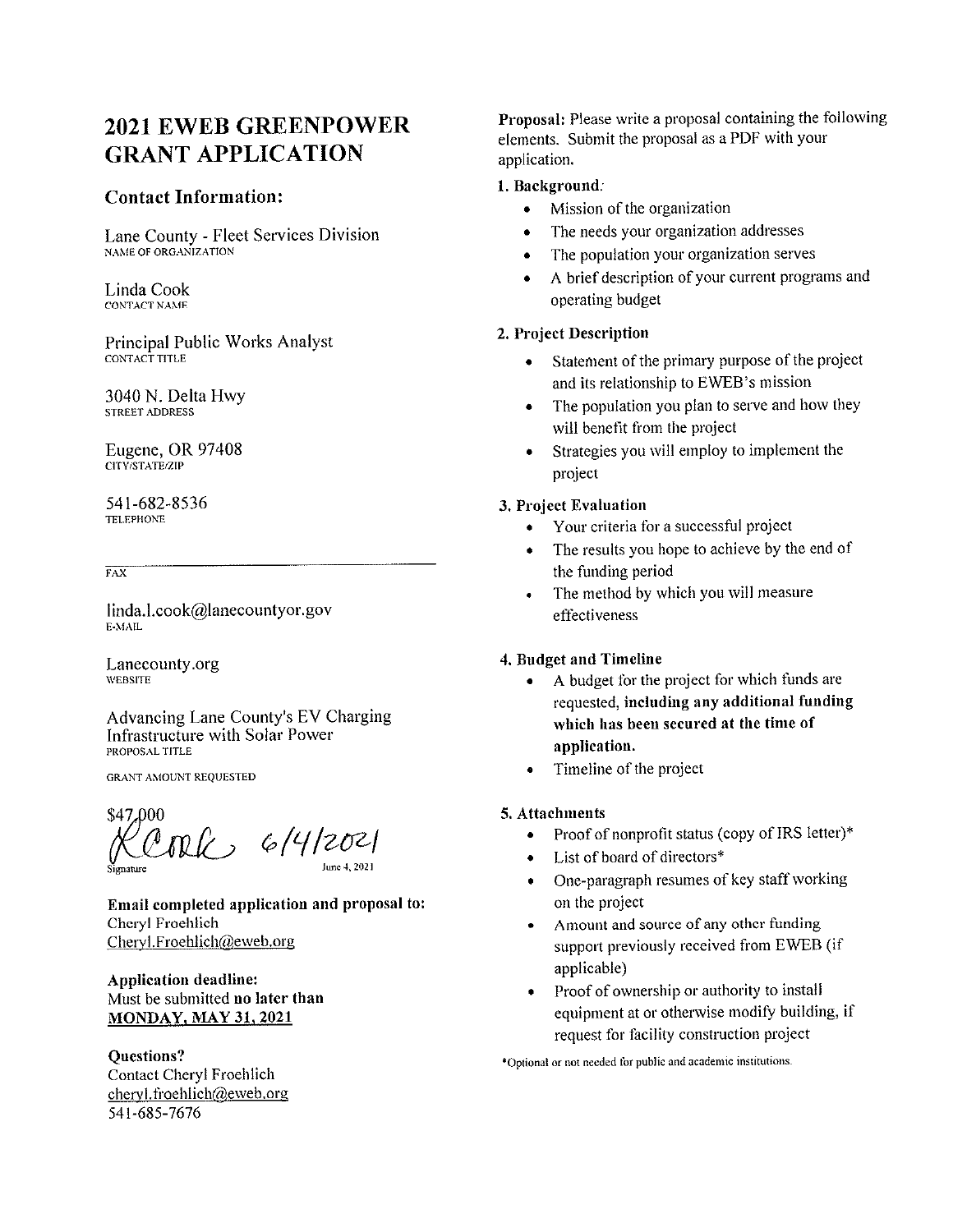# 2021 EWEB GREENPOWER GRANT APPLICATION

## Contact Information:

Lane County - Fleet Services Division
NAME OF ORGANIZATION

Linda Cook
CONTACT NAME

Principal Public Works Analyst
CONTACT TITLE

3040 N. Delta Hwy
STREET ADDRESS

Eugene, OR 97408
CITY/STATE/ZIP

541-682-8536
TELEPHONE

FAX

linda.l.cook@lanecountyor.gov
E-MAIL

Lanecounty.org
WEBSITE

Advancing Lane County's EV Charging Infrastructure with Solar Power
PROPOSAL TITLE

GRANT AMOUNT REQUESTED

$47,000

LCook 6/4/2021
Signature June 4, 2021

**Email completed application and proposal to:**
Cheryl Froehlich
Cheryl.Froehlich@eweb.org

**Application deadline:**
Must be submitted **no later than**
**MONDAY, MAY 31, 2021**

**Questions?**
Contact Cheryl Froehlich
cheryl.froehlich@eweb.org
541-685-7676

**Proposal:** Please write a proposal containing the following elements. Submit the proposal as a PDF with your application.

**1. Background:**
- Mission of the organization
- The needs your organization addresses
- The population your organization serves
- A brief description of your current programs and operating budget

**2. Project Description**
- Statement of the primary purpose of the project and its relationship to EWEB's mission
- The population you plan to serve and how they will benefit from the project
- Strategies you will employ to implement the project

**3. Project Evaluation**
- Your criteria for a successful project
- The results you hope to achieve by the end of the funding period
- The method by which you will measure effectiveness

**4. Budget and Timeline**
- A budget for the project for which funds are requested, **including any additional funding which has been secured at the time of application.**
- Timeline of the project

**5. Attachments**
- Proof of nonprofit status (copy of IRS letter)*
- List of board of directors*
- One-paragraph resumes of key staff working on the project
- Amount and source of any other funding support previously received from EWEB (if applicable)
- Proof of ownership or authority to install equipment at or otherwise modify building, if request for facility construction project

*Optional or not needed for public and academic institutions.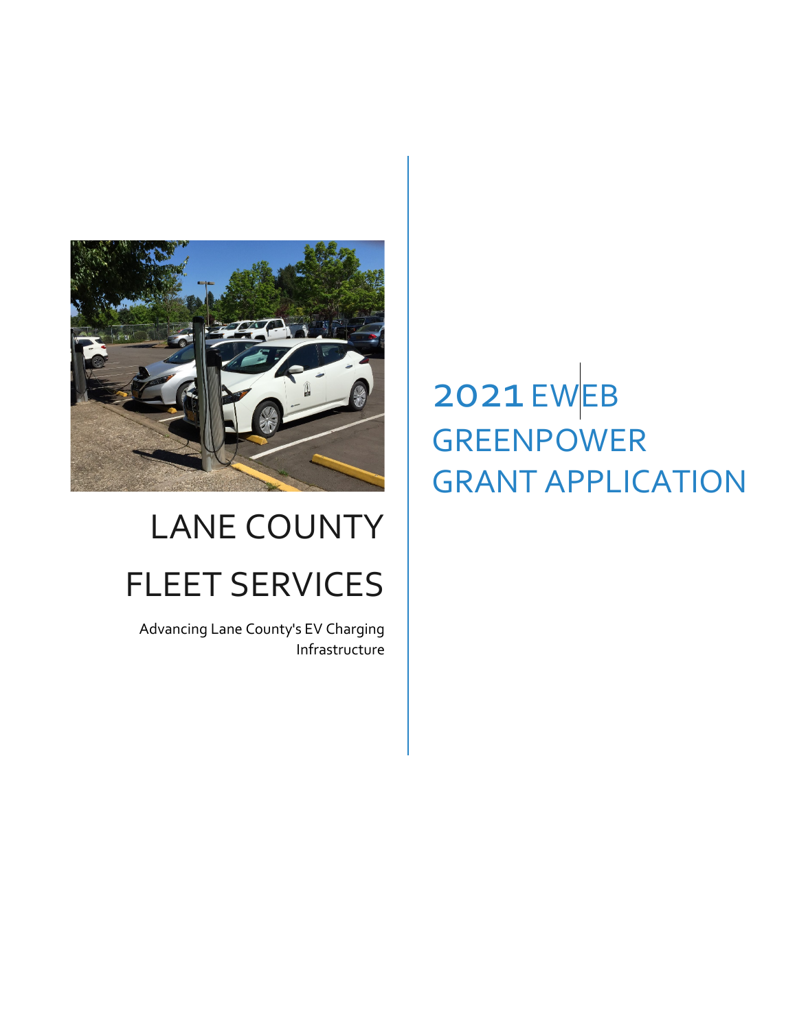# LANE COUNTY

# FLEET SERVICES

Advancing Lane County's EV Charging Infrastructure

# 2021 EWEB GREENPOWER GRANT APPLICATION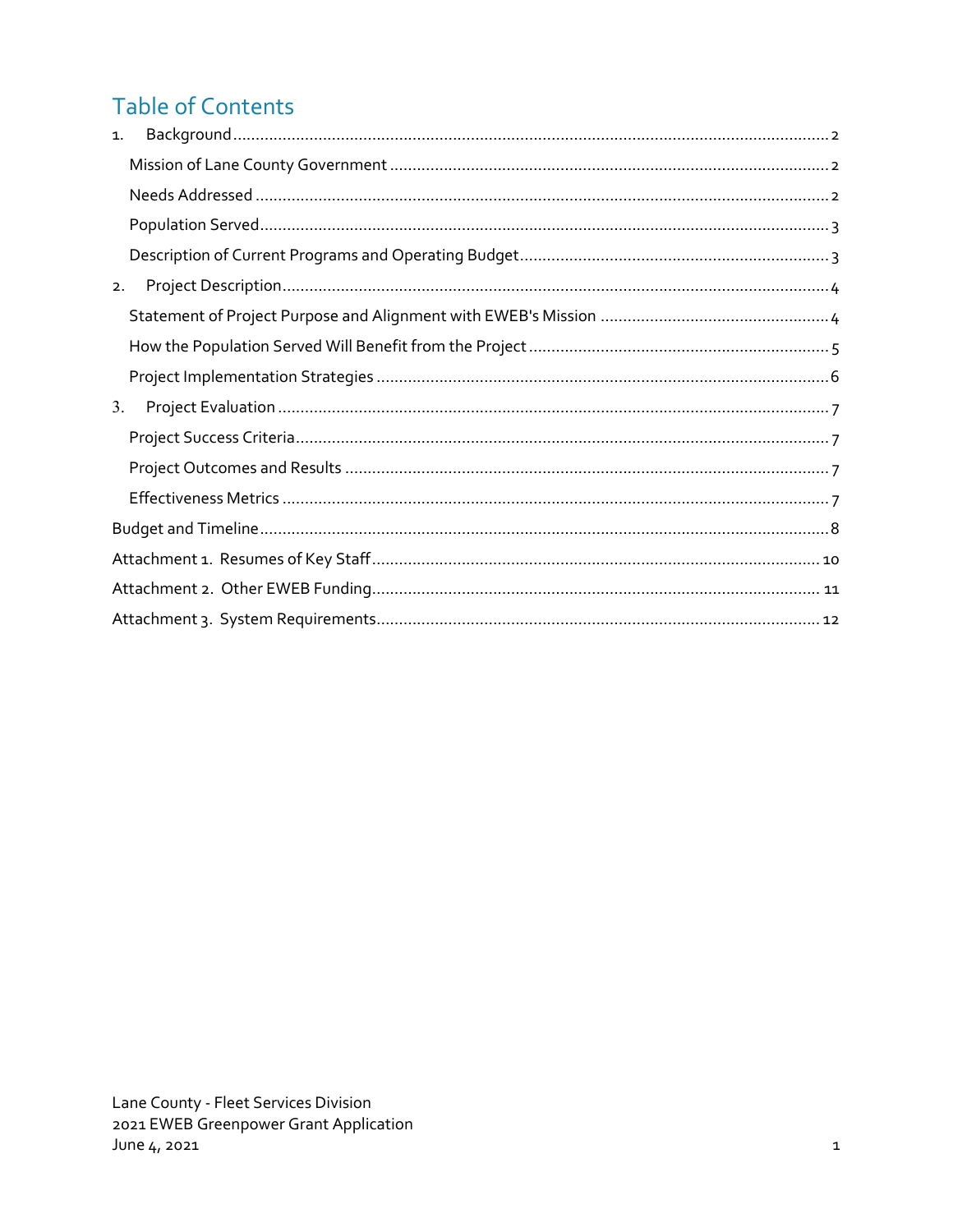# Table of Contents

1. Background ... 2
   - Mission of Lane County Government ... 2
   - Needs Addressed ... 2
   - Population Served ... 3
   - Description of Current Programs and Operating Budget ... 3
2. Project Description ... 4
   - Statement of Project Purpose and Alignment with EWEB's Mission ... 4
   - How the Population Served Will Benefit from the Project ... 5
   - Project Implementation Strategies ... 6
3. Project Evaluation ... 7
   - Project Success Criteria ... 7
   - Project Outcomes and Results ... 7
   - Effectiveness Metrics ... 7

Budget and Timeline ... 8

Attachment 1. Resumes of Key Staff ... 10

Attachment 2. Other EWEB Funding ... 11

Attachment 3. System Requirements ... 12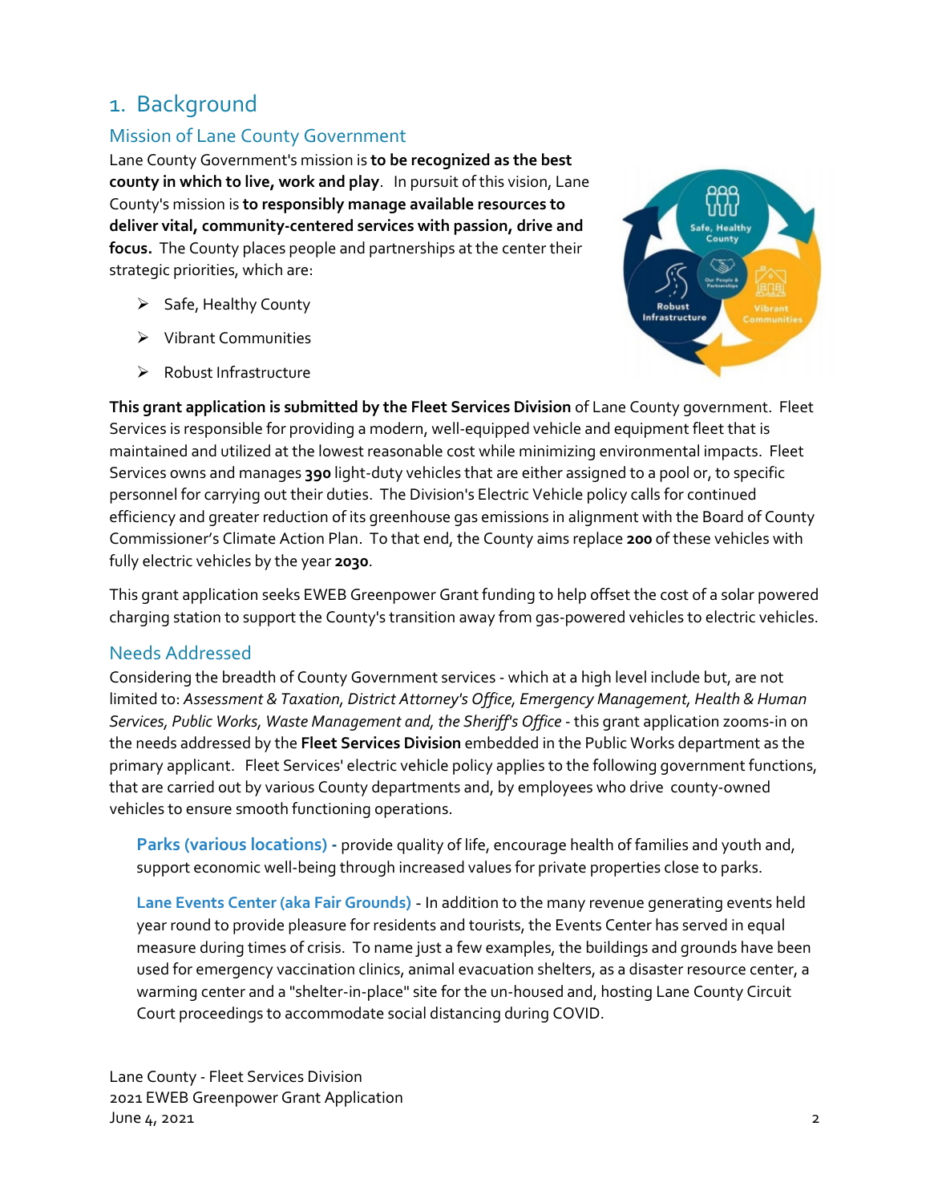# 1. Background

## Mission of Lane County Government

Lane County Government's mission is **to be recognized as the best county in which to live, work and play**. In pursuit of this vision, Lane County's mission is **to responsibly manage available resources to deliver vital, community-centered services with passion, drive and focus.** The County places people and partnerships at the center their strategic priorities, which are:

- Safe, Healthy County
- Vibrant Communities
- Robust Infrastructure

**This grant application is submitted by the Fleet Services Division** of Lane County government. Fleet Services is responsible for providing a modern, well-equipped vehicle and equipment fleet that is maintained and utilized at the lowest reasonable cost while minimizing environmental impacts. Fleet Services owns and manages **390** light-duty vehicles that are either assigned to a pool or, to specific personnel for carrying out their duties. The Division's Electric Vehicle policy calls for continued efficiency and greater reduction of its greenhouse gas emissions in alignment with the Board of County Commissioner's Climate Action Plan. To that end, the County aims replace **200** of these vehicles with fully electric vehicles by the year **2030**.

This grant application seeks EWEB Greenpower Grant funding to help offset the cost of a solar powered charging station to support the County's transition away from gas-powered vehicles to electric vehicles.

## Needs Addressed

Considering the breadth of County Government services - which at a high level include but, are not limited to: *Assessment & Taxation, District Attorney's Office, Emergency Management, Health & Human Services, Public Works, Waste Management and, the Sheriff's Office* - this grant application zooms-in on the needs addressed by the **Fleet Services Division** embedded in the Public Works department as the primary applicant. Fleet Services' electric vehicle policy applies to the following government functions, that are carried out by various County departments and, by employees who drive county-owned vehicles to ensure smooth functioning operations.

**Parks (various locations) -** provide quality of life, encourage health of families and youth and, support economic well-being through increased values for private properties close to parks.

**Lane Events Center (aka Fair Grounds)** - In addition to the many revenue generating events held year round to provide pleasure for residents and tourists, the Events Center has served in equal measure during times of crisis. To name just a few examples, the buildings and grounds have been used for emergency vaccination clinics, animal evacuation shelters, as a disaster resource center, a warming center and a "shelter-in-place" site for the un-housed and, hosting Lane County Circuit Court proceedings to accommodate social distancing during COVID.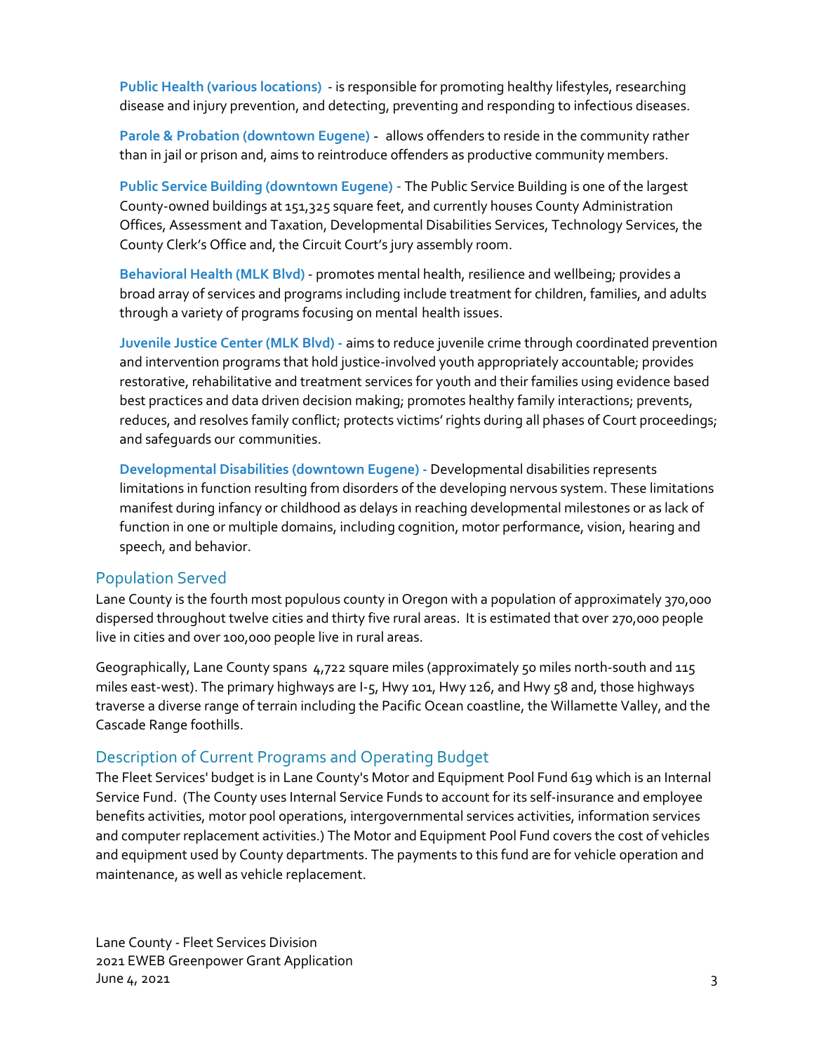**Public Health (various locations)** - is responsible for promoting healthy lifestyles, researching disease and injury prevention, and detecting, preventing and responding to infectious diseases.

**Parole & Probation (downtown Eugene)** - allows offenders to reside in the community rather than in jail or prison and, aims to reintroduce offenders as productive community members.

**Public Service Building (downtown Eugene)** - The Public Service Building is one of the largest County-owned buildings at 151,325 square feet, and currently houses County Administration Offices, Assessment and Taxation, Developmental Disabilities Services, Technology Services, the County Clerk's Office and, the Circuit Court's jury assembly room.

**Behavioral Health (MLK Blvd)** - promotes mental health, resilience and wellbeing; provides a broad array of services and programs including include treatment for children, families, and adults through a variety of programs focusing on mental health issues.

**Juvenile Justice Center (MLK Blvd)** - aims to reduce juvenile crime through coordinated prevention and intervention programs that hold justice-involved youth appropriately accountable; provides restorative, rehabilitative and treatment services for youth and their families using evidence based best practices and data driven decision making; promotes healthy family interactions; prevents, reduces, and resolves family conflict; protects victims' rights during all phases of Court proceedings; and safeguards our communities.

**Developmental Disabilities (downtown Eugene)** - Developmental disabilities represents limitations in function resulting from disorders of the developing nervous system. These limitations manifest during infancy or childhood as delays in reaching developmental milestones or as lack of function in one or multiple domains, including cognition, motor performance, vision, hearing and speech, and behavior.

## Population Served

Lane County is the fourth most populous county in Oregon with a population of approximately 370,000 dispersed throughout twelve cities and thirty five rural areas. It is estimated that over 270,000 people live in cities and over 100,000 people live in rural areas.

Geographically, Lane County spans 4,722 square miles (approximately 50 miles north-south and 115 miles east-west). The primary highways are I-5, Hwy 101, Hwy 126, and Hwy 58 and, those highways traverse a diverse range of terrain including the Pacific Ocean coastline, the Willamette Valley, and the Cascade Range foothills.

## Description of Current Programs and Operating Budget

The Fleet Services' budget is in Lane County's Motor and Equipment Pool Fund 619 which is an Internal Service Fund. (The County uses Internal Service Funds to account for its self-insurance and employee benefits activities, motor pool operations, intergovernmental services activities, information services and computer replacement activities.) The Motor and Equipment Pool Fund covers the cost of vehicles and equipment used by County departments. The payments to this fund are for vehicle operation and maintenance, as well as vehicle replacement.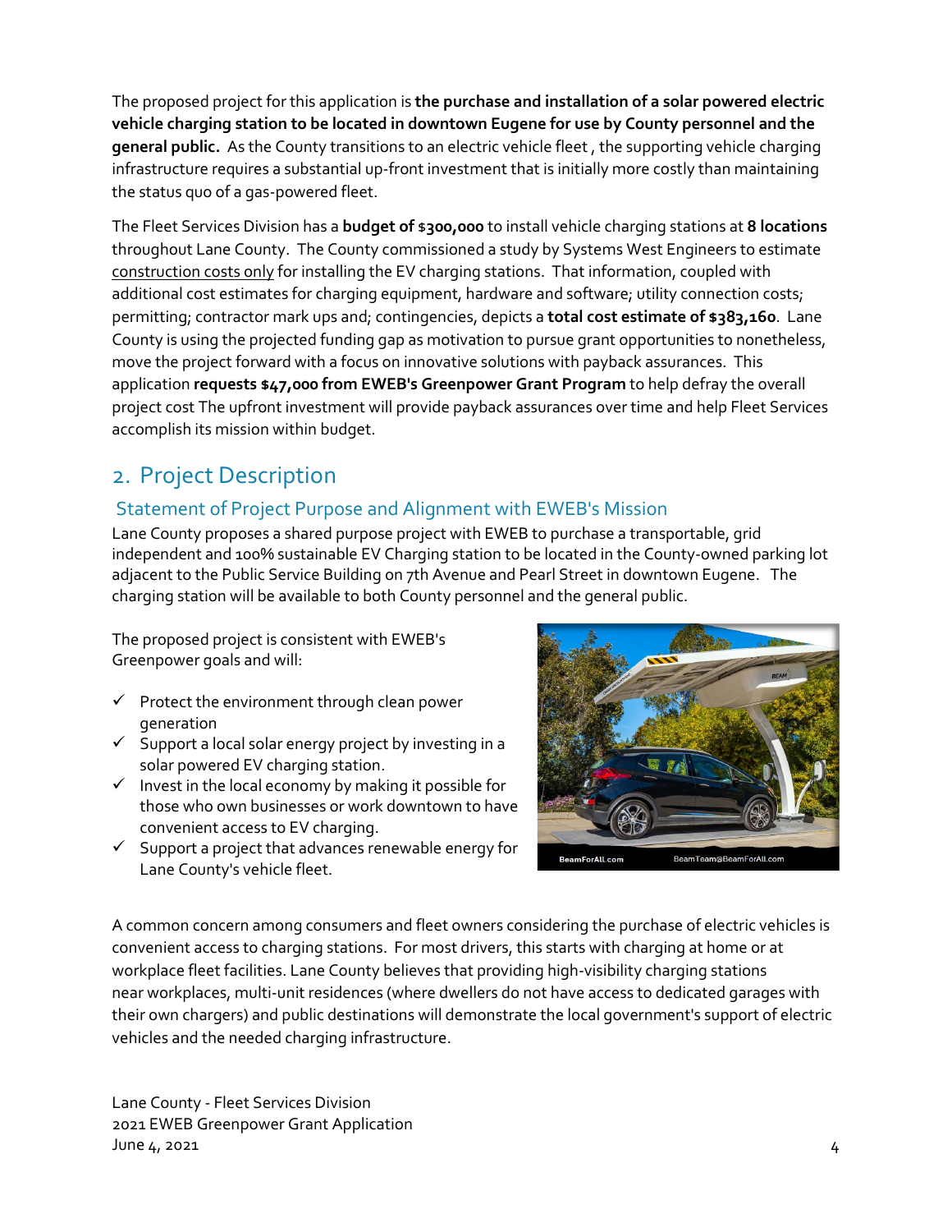The proposed project for this application is **the purchase and installation of a solar powered electric vehicle charging station to be located in downtown Eugene for use by County personnel and the general public.** As the County transitions to an electric vehicle fleet , the supporting vehicle charging infrastructure requires a substantial up-front investment that is initially more costly than maintaining the status quo of a gas-powered fleet.

The Fleet Services Division has a **budget of $300,000** to install vehicle charging stations at **8 locations** throughout Lane County. The County commissioned a study by Systems West Engineers to estimate construction costs only for installing the EV charging stations. That information, coupled with additional cost estimates for charging equipment, hardware and software; utility connection costs; permitting; contractor mark ups and; contingencies, depicts a **total cost estimate of $383,160**. Lane County is using the projected funding gap as motivation to pursue grant opportunities to nonetheless, move the project forward with a focus on innovative solutions with payback assurances. This application **requests $47,000 from EWEB's Greenpower Grant Program** to help defray the overall project cost The upfront investment will provide payback assurances over time and help Fleet Services accomplish its mission within budget.

## 2. Project Description

### Statement of Project Purpose and Alignment with EWEB's Mission

Lane County proposes a shared purpose project with EWEB to purchase a transportable, grid independent and 100% sustainable EV Charging station to be located in the County-owned parking lot adjacent to the Public Service Building on 7th Avenue and Pearl Street in downtown Eugene. The charging station will be available to both County personnel and the general public.

The proposed project is consistent with EWEB's Greenpower goals and will:

- ✓ Protect the environment through clean power generation
- ✓ Support a local solar energy project by investing in a solar powered EV charging station.
- ✓ Invest in the local economy by making it possible for those who own businesses or work downtown to have convenient access to EV charging.
- ✓ Support a project that advances renewable energy for Lane County's vehicle fleet.

BeamForAll.com BeamTeam@BeamForAll.com

A common concern among consumers and fleet owners considering the purchase of electric vehicles is convenient access to charging stations. For most drivers, this starts with charging at home or at workplace fleet facilities. Lane County believes that providing high-visibility charging stations near workplaces, multi-unit residences (where dwellers do not have access to dedicated garages with their own chargers) and public destinations will demonstrate the local government's support of electric vehicles and the needed charging infrastructure.

Lane County - Fleet Services Division
2021 EWEB Greenpower Grant Application
June 4, 2021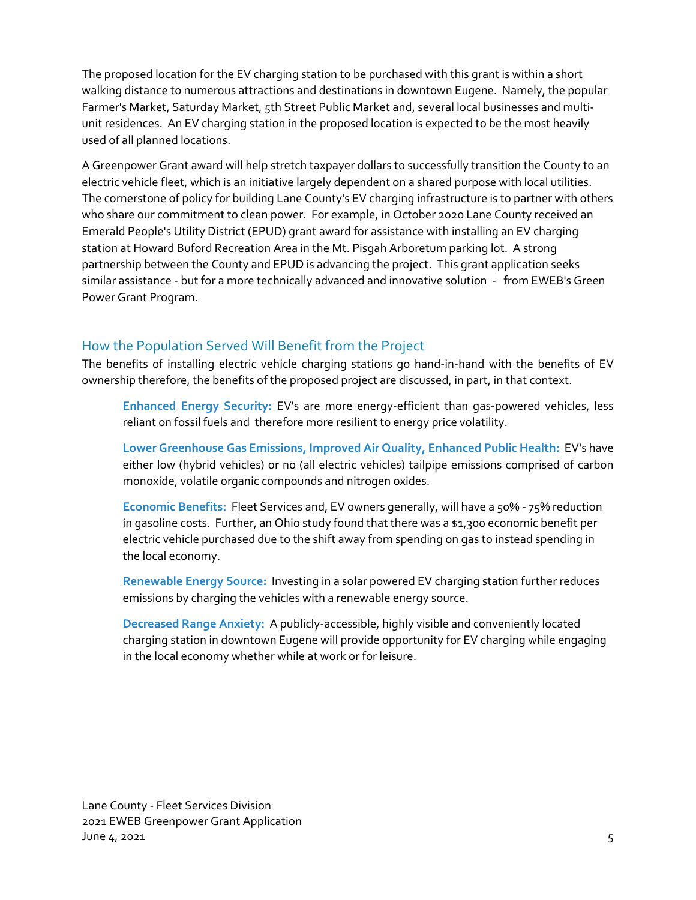The proposed location for the EV charging station to be purchased with this grant is within a short walking distance to numerous attractions and destinations in downtown Eugene. Namely, the popular Farmer's Market, Saturday Market, 5th Street Public Market and, several local businesses and multi-unit residences. An EV charging station in the proposed location is expected to be the most heavily used of all planned locations.

A Greenpower Grant award will help stretch taxpayer dollars to successfully transition the County to an electric vehicle fleet, which is an initiative largely dependent on a shared purpose with local utilities. The cornerstone of policy for building Lane County's EV charging infrastructure is to partner with others who share our commitment to clean power. For example, in October 2020 Lane County received an Emerald People's Utility District (EPUD) grant award for assistance with installing an EV charging station at Howard Buford Recreation Area in the Mt. Pisgah Arboretum parking lot. A strong partnership between the County and EPUD is advancing the project. This grant application seeks similar assistance - but for a more technically advanced and innovative solution - from EWEB's Green Power Grant Program.

## How the Population Served Will Benefit from the Project

The benefits of installing electric vehicle charging stations go hand-in-hand with the benefits of EV ownership therefore, the benefits of the proposed project are discussed, in part, in that context.

**Enhanced Energy Security:** EV's are more energy-efficient than gas-powered vehicles, less reliant on fossil fuels and therefore more resilient to energy price volatility.

**Lower Greenhouse Gas Emissions, Improved Air Quality, Enhanced Public Health:** EV's have either low (hybrid vehicles) or no (all electric vehicles) tailpipe emissions comprised of carbon monoxide, volatile organic compounds and nitrogen oxides.

**Economic Benefits:** Fleet Services and, EV owners generally, will have a 50% - 75% reduction in gasoline costs. Further, an Ohio study found that there was a $1,300 economic benefit per electric vehicle purchased due to the shift away from spending on gas to instead spending in the local economy.

**Renewable Energy Source:** Investing in a solar powered EV charging station further reduces emissions by charging the vehicles with a renewable energy source.

**Decreased Range Anxiety:** A publicly-accessible, highly visible and conveniently located charging station in downtown Eugene will provide opportunity for EV charging while engaging in the local economy whether while at work or for leisure.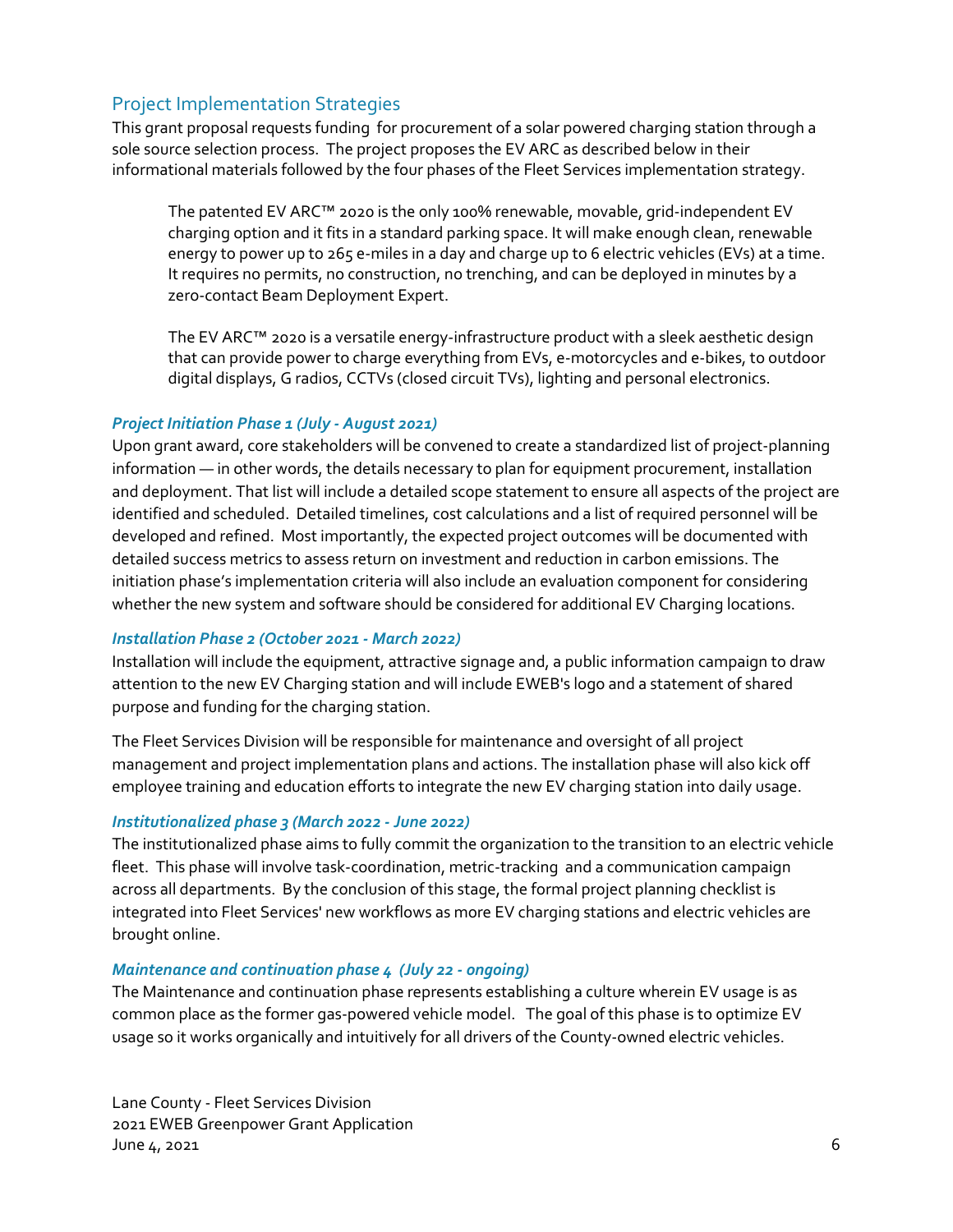## Project Implementation Strategies

This grant proposal requests funding  for procurement of a solar powered charging station through a sole source selection process.  The project proposes the EV ARC as described below in their informational materials followed by the four phases of the Fleet Services implementation strategy.

> The patented EV ARC™ 2020 is the only 100% renewable, movable, grid-independent EV charging option and it fits in a standard parking space. It will make enough clean, renewable energy to power up to 265 e-miles in a day and charge up to 6 electric vehicles (EVs) at a time. It requires no permits, no construction, no trenching, and can be deployed in minutes by a zero-contact Beam Deployment Expert.
>
> The EV ARC™ 2020 is a versatile energy-infrastructure product with a sleek aesthetic design that can provide power to charge everything from EVs, e-motorcycles and e-bikes, to outdoor digital displays, G radios, CCTVs (closed circuit TVs), lighting and personal electronics.

### *Project Initiation Phase 1 (July - August 2021)*

Upon grant award, core stakeholders will be convened to create a standardized list of project-planning information — in other words, the details necessary to plan for equipment procurement, installation and deployment. That list will include a detailed scope statement to ensure all aspects of the project are identified and scheduled.  Detailed timelines, cost calculations and a list of required personnel will be developed and refined.  Most importantly, the expected project outcomes will be documented with detailed success metrics to assess return on investment and reduction in carbon emissions. The initiation phase's implementation criteria will also include an evaluation component for considering whether the new system and software should be considered for additional EV Charging locations.

### *Installation Phase 2 (October 2021 - March 2022)*

Installation will include the equipment, attractive signage and, a public information campaign to draw attention to the new EV Charging station and will include EWEB's logo and a statement of shared purpose and funding for the charging station.

The Fleet Services Division will be responsible for maintenance and oversight of all project management and project implementation plans and actions. The installation phase will also kick off employee training and education efforts to integrate the new EV charging station into daily usage.

### *Institutionalized phase 3 (March 2022 - June 2022)*

The institutionalized phase aims to fully commit the organization to the transition to an electric vehicle fleet.  This phase will involve task-coordination, metric-tracking  and a communication campaign across all departments.  By the conclusion of this stage, the formal project planning checklist is integrated into Fleet Services' new workflows as more EV charging stations and electric vehicles are brought online.

### *Maintenance and continuation phase 4  (July 22 - ongoing)*

The Maintenance and continuation phase represents establishing a culture wherein EV usage is as common place as the former gas-powered vehicle model.   The goal of this phase is to optimize EV usage so it works organically and intuitively for all drivers of the County-owned electric vehicles.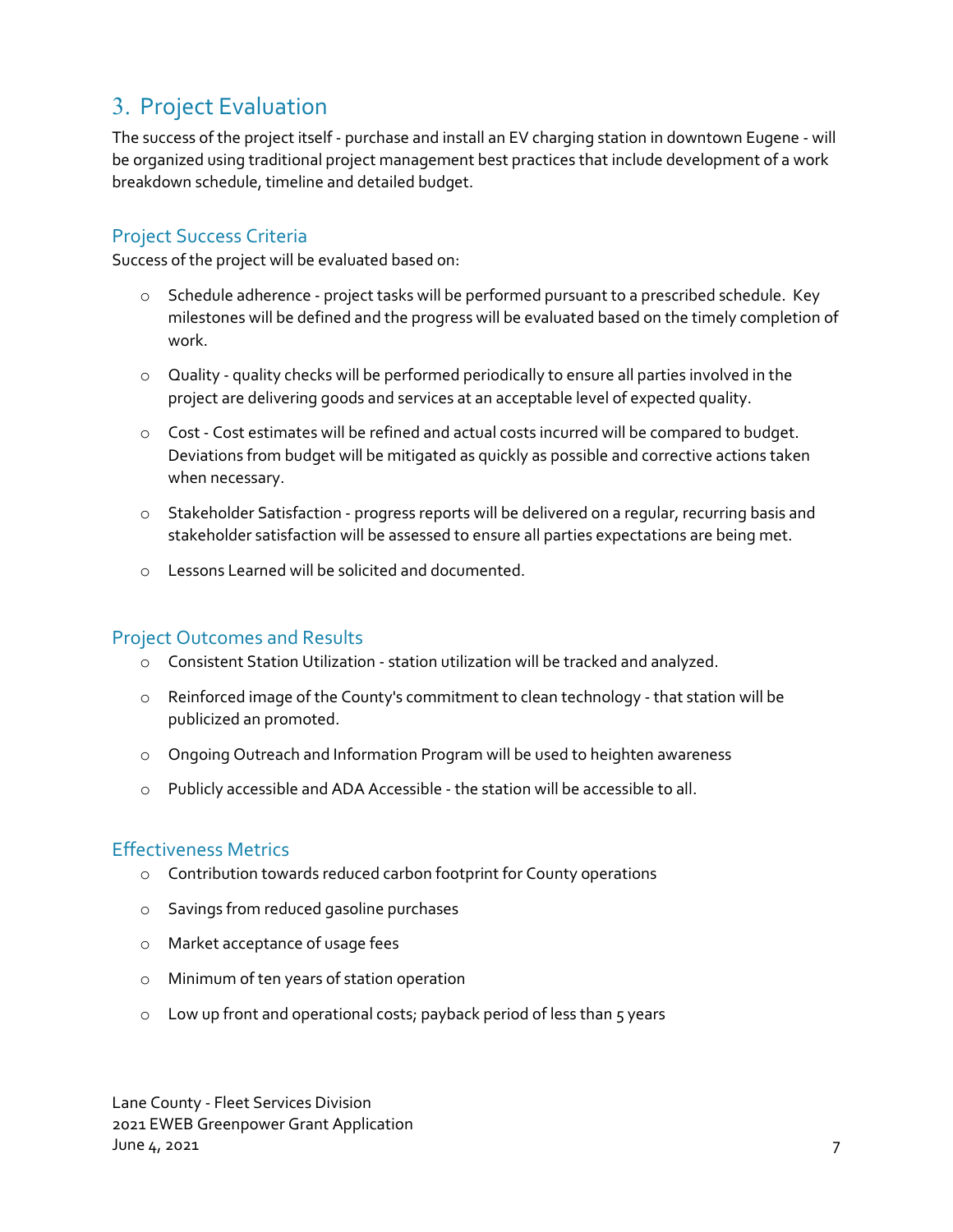## 3. Project Evaluation

The success of the project itself - purchase and install an EV charging station in downtown Eugene - will be organized using traditional project management best practices that include development of a work breakdown schedule, timeline and detailed budget.

### Project Success Criteria

Success of the project will be evaluated based on:

- Schedule adherence - project tasks will be performed pursuant to a prescribed schedule. Key milestones will be defined and the progress will be evaluated based on the timely completion of work.
- Quality - quality checks will be performed periodically to ensure all parties involved in the project are delivering goods and services at an acceptable level of expected quality.
- Cost - Cost estimates will be refined and actual costs incurred will be compared to budget. Deviations from budget will be mitigated as quickly as possible and corrective actions taken when necessary.
- Stakeholder Satisfaction - progress reports will be delivered on a regular, recurring basis and stakeholder satisfaction will be assessed to ensure all parties expectations are being met.
- Lessons Learned will be solicited and documented.

### Project Outcomes and Results

- Consistent Station Utilization - station utilization will be tracked and analyzed.
- Reinforced image of the County's commitment to clean technology - that station will be publicized an promoted.
- Ongoing Outreach and Information Program will be used to heighten awareness
- Publicly accessible and ADA Accessible - the station will be accessible to all.

### Effectiveness Metrics

- Contribution towards reduced carbon footprint for County operations
- Savings from reduced gasoline purchases
- Market acceptance of usage fees
- Minimum of ten years of station operation
- Low up front and operational costs; payback period of less than 5 years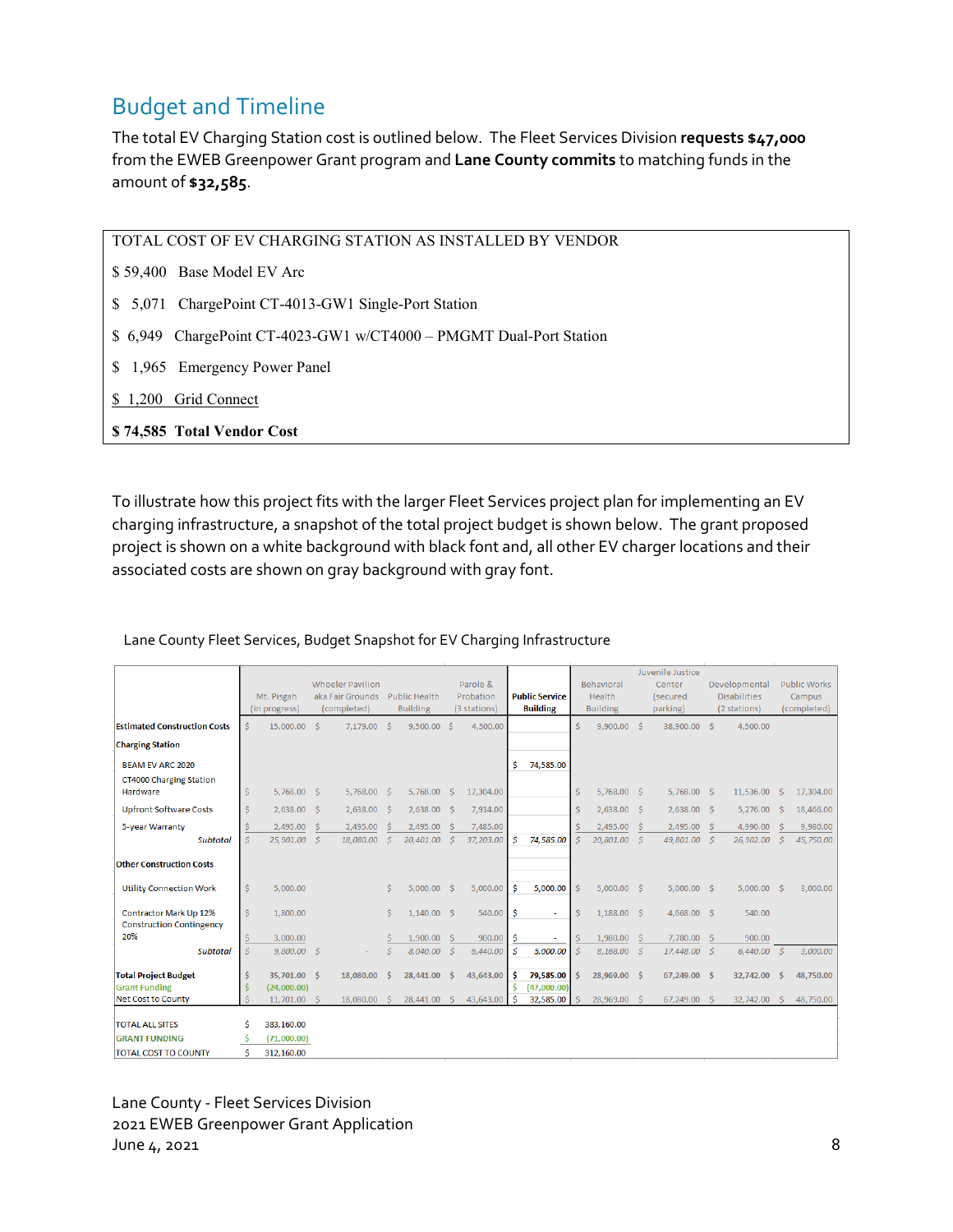## Budget and Timeline

The total EV Charging Station cost is outlined below. The Fleet Services Division **requests $47,000** from the EWEB Greenpower Grant program and **Lane County commits** to matching funds in the amount of **$32,585**.

| TOTAL COST OF EV CHARGING STATION AS INSTALLED BY VENDOR | |
|---|---|
| $ 59,400 | Base Model EV Arc |
| $ 5,071 | ChargePoint CT-4013-GW1 Single-Port Station |
| $ 6,949 | ChargePoint CT-4023-GW1 w/CT4000 – PMGMT Dual-Port Station |
| $ 1,965 | Emergency Power Panel |
| $ 1,200 | Grid Connect |
| **$ 74,585** | **Total Vendor Cost** |

To illustrate how this project fits with the larger Fleet Services project plan for implementing an EV charging infrastructure, a snapshot of the total project budget is shown below. The grant proposed project is shown on a white background with black font and, all other EV charger locations and their associated costs are shown on gray background with gray font.

Lane County Fleet Services, Budget Snapshot for EV Charging Infrastructure

| | Mt. Pisgah (in progress) | Wheeler Pavilion aka Fair Grounds (completed) | Public Health Building | Parole & Probation (3 stations) | **Public Service Building** | Behavioral Health Building | Juvenile Justice Center (secured parking) | Developmental Disabilities (2 stations) | Public Works Campus (completed) |
|---|---|---|---|---|---|---|---|---|---|
| **Estimated Construction Costs** | $ 15,000.00 | $ 7,179.00 | $ 9,500.00 | $ 4,500.00 | | $ 9,900.00 | $ 38,900.00 | $ 4,500.00 | |
| **Charging Station** | | | | | | | | | |
| BEAM EV ARC 2020 | | | | | $ 74,585.00 | | | | |
| CT4000 Charging Station Hardware | $ 5,768.00 | $ 5,768.00 | $ 5,768.00 | $ 17,304.00 | | $ 5,768.00 | $ 5,768.00 | $ 11,536.00 | $ 17,304.00 |
| Upfront Software Costs | $ 2,638.00 | $ 2,638.00 | $ 2,638.00 | $ 7,914.00 | | $ 2,638.00 | $ 2,638.00 | $ 5,276.00 | $ 18,466.00 |
| 5-year Warranty | $ 2,495.00 | $ 2,495.00 | $ 2,495.00 | $ 7,485.00 | | $ 2,495.00 | $ 2,495.00 | $ 4,990.00 | $ 9,980.00 |
| *Subtotal* | $ 25,901.00 | $ 18,080.00 | $ 20,401.00 | $ 37,203.00 | $ 74,585.00 | $ 20,801.00 | $ 49,801.00 | $ 26,302.00 | $ 45,750.00 |
| **Other Construction Costs** | | | | | | | | | |
| Utility Connection Work | $ 5,000.00 | | $ 5,000.00 | $ 5,000.00 | $ 5,000.00 | $ 5,000.00 | $ 5,000.00 | $ 5,000.00 | $ 3,000.00 |
| Contractor Mark Up 12% | $ 1,800.00 | | $ 1,140.00 | $ 540.00 | $ - | $ 1,188.00 | $ 4,668.00 | $ 540.00 | |
| Construction Contingency 20% | $ 3,000.00 | | $ 1,900.00 | $ 900.00 | $ - | $ 1,980.00 | $ 7,780.00 | $ 900.00 | |
| *Subtotal* | $ 9,800.00 | $ - | $ 8,040.00 | $ 6,440.00 | $ 5,000.00 | $ 8,168.00 | $ 17,448.00 | $ 6,440.00 | $ 3,000.00 |
| **Total Project Budget** | $ 35,701.00 | $ 18,080.00 | $ 28,441.00 | $ 43,643.00 | $ 79,585.00 | $ 28,969.00 | $ 67,249.00 | $ 32,742.00 | $ 48,750.00 |
| Grant Funding | $ (24,000.00) | | | | $ (47,000.00) | | | | |
| Net Cost to County | $ 11,701.00 | $ 18,080.00 | $ 28,441.00 | $ 43,643.00 | $ 32,585.00 | $ 28,969.00 | $ 67,249.00 | $ 32,742.00 | $ 48,750.00 |
| TOTAL ALL SITES | $ 383,160.00 | | | | | | | | |
| GRANT FUNDING | $ (71,000.00) | | | | | | | | |
| TOTAL COST TO COUNTY | $ 312,160.00 | | | | | | | | |

Lane County - Fleet Services Division
2021 EWEB Greenpower Grant Application
June 4, 2021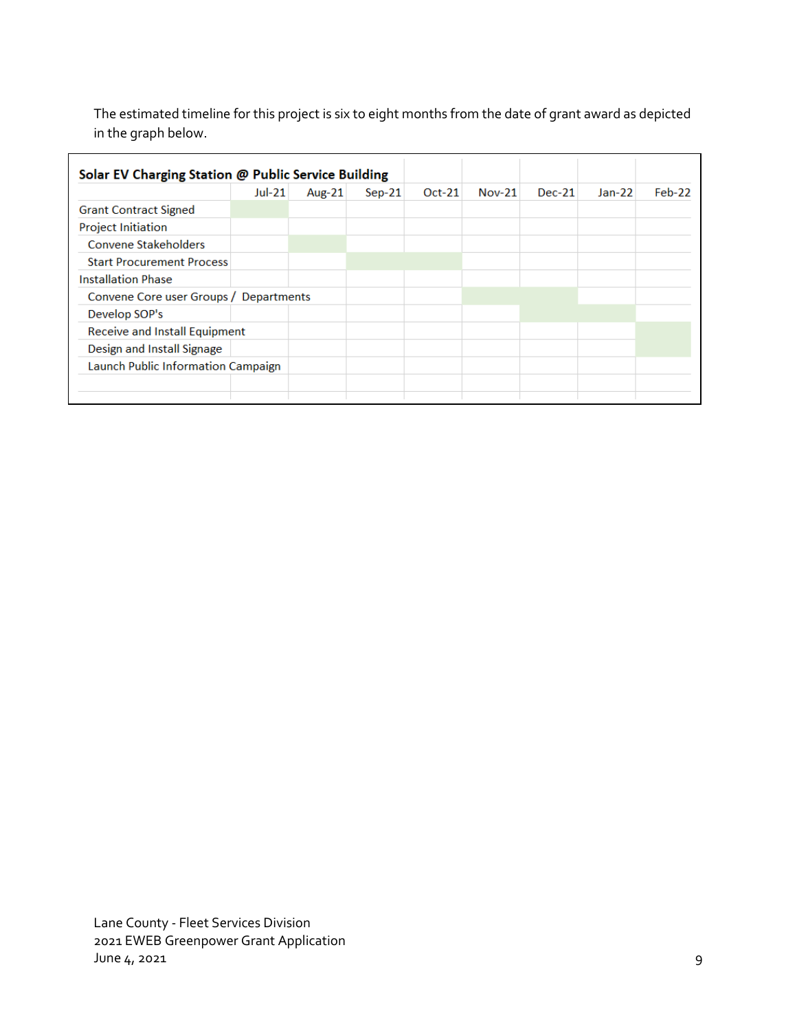The estimated timeline for this project is six to eight months from the date of grant award as depicted in the graph below.

| **Solar EV Charging Station @ Public Service Building** | Jul-21 | Aug-21 | Sep-21 | Oct-21 | Nov-21 | Dec-21 | Jan-22 | Feb-22 |
|---|---|---|---|---|---|---|---|---|
| Grant Contract Signed | ■ | | | | | | | |
| Project Initiation | | | | | | | | |
| Convene Stakeholders | | ■ | | | | | | |
| Start Procurement Process | | | ■ | ■ | | | | |
| Installation Phase | | | | | | | | |
| Convene Core user Groups / Departments | | | | | ■ | ■ | | |
| Develop SOP's | | | | | | ■ | ■ | |
| Receive and Install Equipment | | | | | | | | ■ |
| Design and Install Signage | | | | | | | | ■ |
| Launch Public Information Campaign | | | | | | | | |

Lane County - Fleet Services Division
2021 EWEB Greenpower Grant Application
June 4, 2021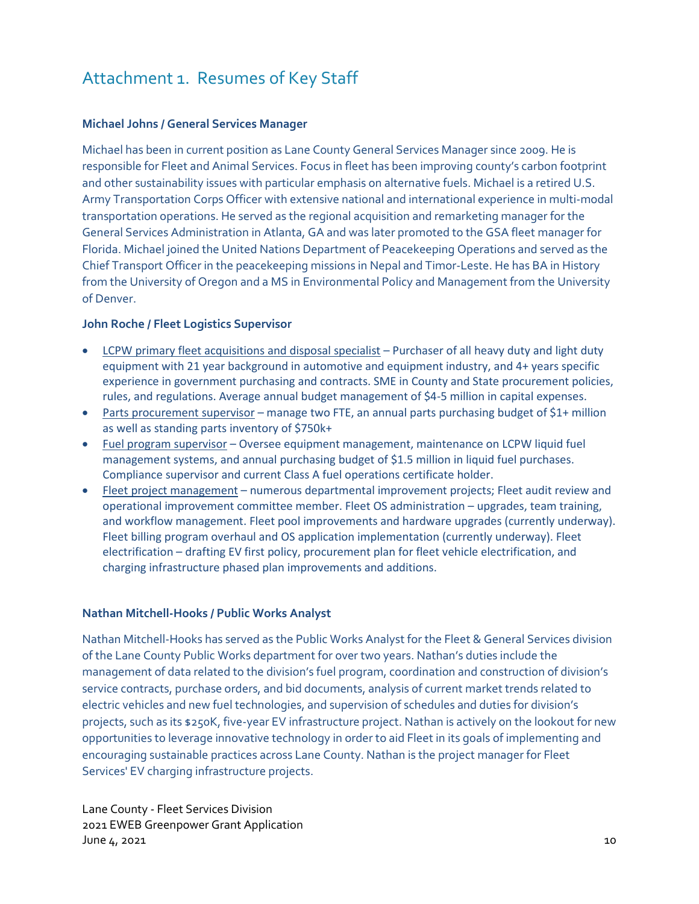# Attachment 1. Resumes of Key Staff

**Michael Johns / General Services Manager**

Michael has been in current position as Lane County General Services Manager since 2009. He is responsible for Fleet and Animal Services. Focus in fleet has been improving county's carbon footprint and other sustainability issues with particular emphasis on alternative fuels. Michael is a retired U.S. Army Transportation Corps Officer with extensive national and international experience in multi-modal transportation operations. He served as the regional acquisition and remarketing manager for the General Services Administration in Atlanta, GA and was later promoted to the GSA fleet manager for Florida. Michael joined the United Nations Department of Peacekeeping Operations and served as the Chief Transport Officer in the peacekeeping missions in Nepal and Timor-Leste. He has BA in History from the University of Oregon and a MS in Environmental Policy and Management from the University of Denver.

**John Roche / Fleet Logistics Supervisor**

- LCPW primary fleet acquisitions and disposal specialist – Purchaser of all heavy duty and light duty equipment with 21 year background in automotive and equipment industry, and 4+ years specific experience in government purchasing and contracts. SME in County and State procurement policies, rules, and regulations. Average annual budget management of $4-5 million in capital expenses.
- Parts procurement supervisor – manage two FTE, an annual parts purchasing budget of $1+ million as well as standing parts inventory of $750k+
- Fuel program supervisor – Oversee equipment management, maintenance on LCPW liquid fuel management systems, and annual purchasing budget of $1.5 million in liquid fuel purchases. Compliance supervisor and current Class A fuel operations certificate holder.
- Fleet project management – numerous departmental improvement projects; Fleet audit review and operational improvement committee member. Fleet OS administration – upgrades, team training, and workflow management. Fleet pool improvements and hardware upgrades (currently underway). Fleet billing program overhaul and OS application implementation (currently underway). Fleet electrification – drafting EV first policy, procurement plan for fleet vehicle electrification, and charging infrastructure phased plan improvements and additions.

**Nathan Mitchell-Hooks / Public Works Analyst**

Nathan Mitchell-Hooks has served as the Public Works Analyst for the Fleet & General Services division of the Lane County Public Works department for over two years. Nathan's duties include the management of data related to the division's fuel program, coordination and construction of division's service contracts, purchase orders, and bid documents, analysis of current market trends related to electric vehicles and new fuel technologies, and supervision of schedules and duties for division's projects, such as its $250K, five-year EV infrastructure project. Nathan is actively on the lookout for new opportunities to leverage innovative technology in order to aid Fleet in its goals of implementing and encouraging sustainable practices across Lane County. Nathan is the project manager for Fleet Services' EV charging infrastructure projects.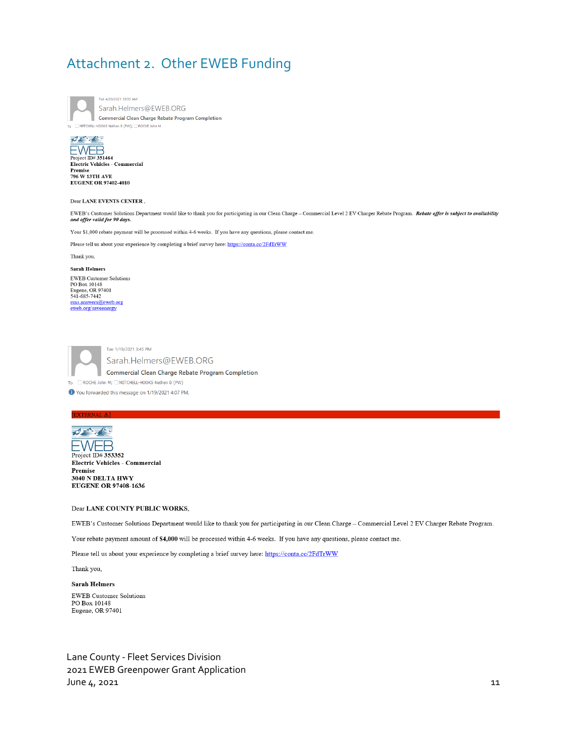# Attachment 2. Other EWEB Funding

Tue 4/20/2021 10:55 AM

Sarah.Helmers@EWEB.ORG

Commercial Clean Charge Rebate Program Completion

To MITCHELL-HOOKS Nathan D (PW); ROCHE John M

EWEB

**Project ID# 351464**
**Electric Vehicles - Commercial**
**Premise**
**796 W 13TH AVE**
**EUGENE OR 97402-4010**

Dear **LANE EVENTS CENTER** ,

EWEB's Customer Solutions Department would like to thank you for participating in our Clean Charge – Commercial Level 2 EV Charger Rebate Program. ***Rebate offer is subject to availability and offer valid for 90 days.***

Your $1,000 rebate payment will be processed within 4-6 weeks. If you have any questions, please contact me.

Please tell us about your experience by completing a brief survey here: https://conta.cc/2FdTrWW

Thank you,

**Sarah Helmers**

EWEB Customer Solutions
PO Box 10148
Eugene, OR 97401
541-685-7442
ems.answers@eweb.org
eweb.org/saveenergy

Tue 1/19/2021 3:45 PM

Sarah.Helmers@EWEB.ORG

Commercial Clean Charge Rebate Program Completion

To ROCHE John M; MITCHELL-HOOKS Nathan D (PW)

You forwarded this message on 1/19/2021 4:07 PM.

[EXTERNAL ⚠]

EWEB

Project ID# **353352**
**Electric Vehicles - Commercial**
**Premise**
**3040 N DELTA HWY**
**EUGENE OR 97408-1636**

Dear **LANE COUNTY PUBLIC WORKS**,

EWEB's Customer Solutions Department would like to thank you for participating in our Clean Charge – Commercial Level 2 EV Charger Rebate Program.

Your rebate payment amount of **$4,000** will be processed within 4-6 weeks. If you have any questions, please contact me.

Please tell us about your experience by completing a brief survey here: https://conta.cc/2FdTrWW

Thank you,

**Sarah Helmers**

EWEB Customer Solutions
PO Box 10148
Eugene, OR 97401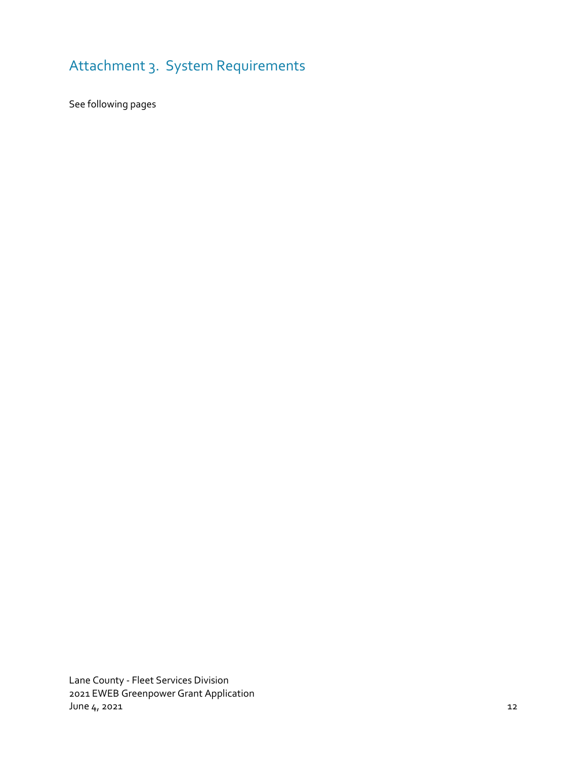# Attachment 3. System Requirements

See following pages